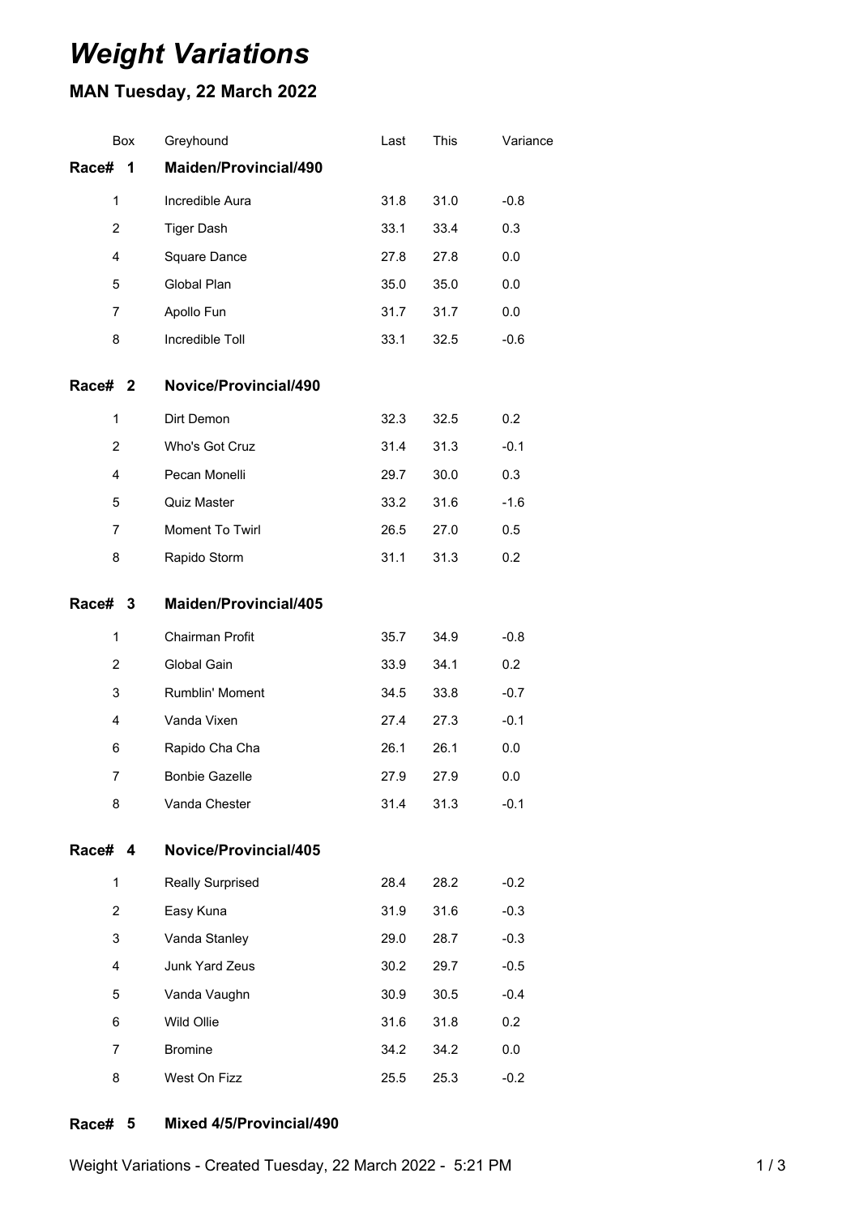# *Weight Variations*

## MAN Tuesday, 22 March 2022

| Box | Greyhound | Last | This | Variance |
|---|---|---|---|---|
| **Race# 1** | **Maiden/Provincial/490** | | | |
| 1 | Incredible Aura | 31.8 | 31.0 | -0.8 |
| 2 | Tiger Dash | 33.1 | 33.4 | 0.3 |
| 4 | Square Dance | 27.8 | 27.8 | 0.0 |
| 5 | Global Plan | 35.0 | 35.0 | 0.0 |
| 7 | Apollo Fun | 31.7 | 31.7 | 0.0 |
| 8 | Incredible Toll | 33.1 | 32.5 | -0.6 |
| **Race# 2** | **Novice/Provincial/490** | | | |
| 1 | Dirt Demon | 32.3 | 32.5 | 0.2 |
| 2 | Who's Got Cruz | 31.4 | 31.3 | -0.1 |
| 4 | Pecan Monelli | 29.7 | 30.0 | 0.3 |
| 5 | Quiz Master | 33.2 | 31.6 | -1.6 |
| 7 | Moment To Twirl | 26.5 | 27.0 | 0.5 |
| 8 | Rapido Storm | 31.1 | 31.3 | 0.2 |
| **Race# 3** | **Maiden/Provincial/405** | | | |
| 1 | Chairman Profit | 35.7 | 34.9 | -0.8 |
| 2 | Global Gain | 33.9 | 34.1 | 0.2 |
| 3 | Rumblin' Moment | 34.5 | 33.8 | -0.7 |
| 4 | Vanda Vixen | 27.4 | 27.3 | -0.1 |
| 6 | Rapido Cha Cha | 26.1 | 26.1 | 0.0 |
| 7 | Bonbie Gazelle | 27.9 | 27.9 | 0.0 |
| 8 | Vanda Chester | 31.4 | 31.3 | -0.1 |
| **Race# 4** | **Novice/Provincial/405** | | | |
| 1 | Really Surprised | 28.4 | 28.2 | -0.2 |
| 2 | Easy Kuna | 31.9 | 31.6 | -0.3 |
| 3 | Vanda Stanley | 29.0 | 28.7 | -0.3 |
| 4 | Junk Yard Zeus | 30.2 | 29.7 | -0.5 |
| 5 | Vanda Vaughn | 30.9 | 30.5 | -0.4 |
| 6 | Wild Ollie | 31.6 | 31.8 | 0.2 |
| 7 | Bromine | 34.2 | 34.2 | 0.0 |
| 8 | West On Fizz | 25.5 | 25.3 | -0.2 |
| **Race# 5** | **Mixed 4/5/Provincial/490** | | | |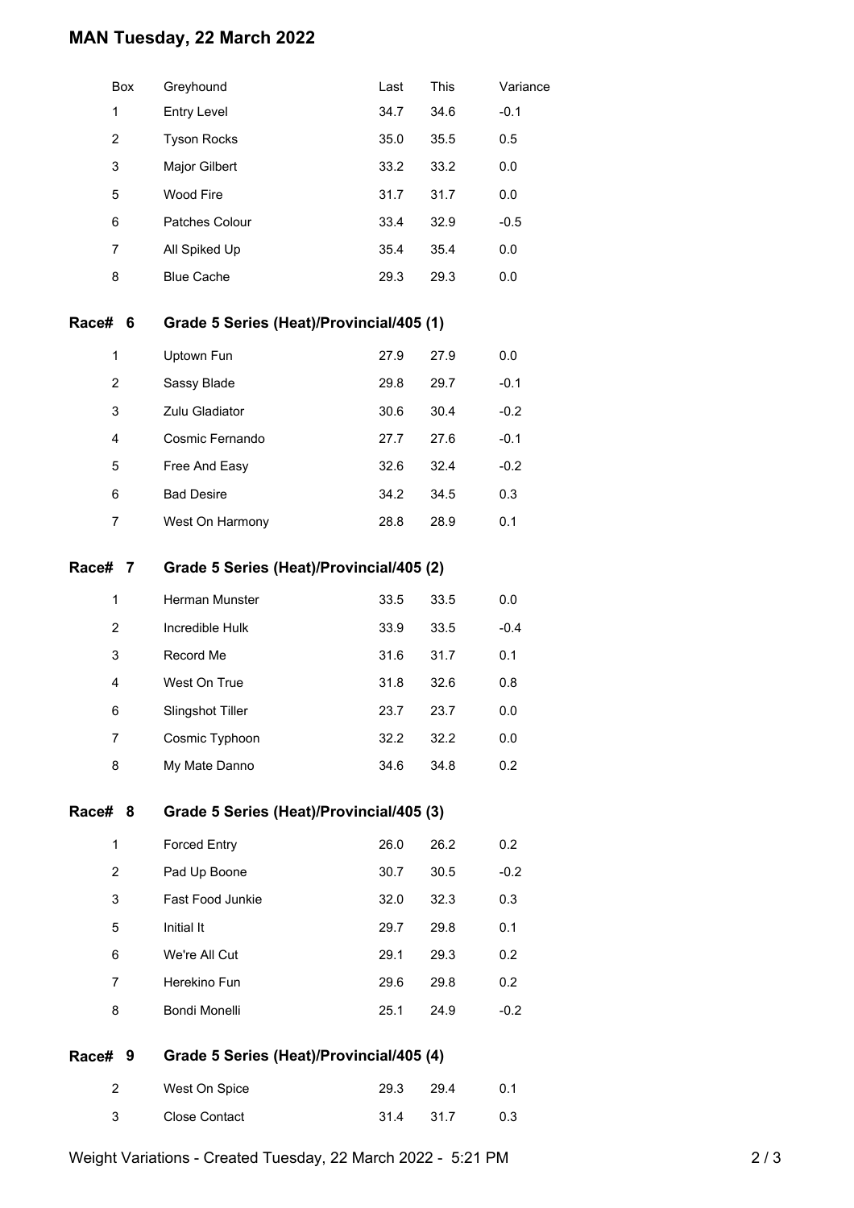## MAN Tuesday, 22 March 2022

| Box | Greyhound | Last | This | Variance |
|---|---|---|---|---|
| 1 | Entry Level | 34.7 | 34.6 | -0.1 |
| 2 | Tyson Rocks | 35.0 | 35.5 | 0.5 |
| 3 | Major Gilbert | 33.2 | 33.2 | 0.0 |
| 5 | Wood Fire | 31.7 | 31.7 | 0.0 |
| 6 | Patches Colour | 33.4 | 32.9 | -0.5 |
| 7 | All Spiked Up | 35.4 | 35.4 | 0.0 |
| 8 | Blue Cache | 29.3 | 29.3 | 0.0 |

### Race# 6 Grade 5 Series (Heat)/Provincial/405 (1)

| Box | Greyhound | Last | This | Variance |
|---|---|---|---|---|
| 1 | Uptown Fun | 27.9 | 27.9 | 0.0 |
| 2 | Sassy Blade | 29.8 | 29.7 | -0.1 |
| 3 | Zulu Gladiator | 30.6 | 30.4 | -0.2 |
| 4 | Cosmic Fernando | 27.7 | 27.6 | -0.1 |
| 5 | Free And Easy | 32.6 | 32.4 | -0.2 |
| 6 | Bad Desire | 34.2 | 34.5 | 0.3 |
| 7 | West On Harmony | 28.8 | 28.9 | 0.1 |

### Race# 7 Grade 5 Series (Heat)/Provincial/405 (2)

| Box | Greyhound | Last | This | Variance |
|---|---|---|---|---|
| 1 | Herman Munster | 33.5 | 33.5 | 0.0 |
| 2 | Incredible Hulk | 33.9 | 33.5 | -0.4 |
| 3 | Record Me | 31.6 | 31.7 | 0.1 |
| 4 | West On True | 31.8 | 32.6 | 0.8 |
| 6 | Slingshot Tiller | 23.7 | 23.7 | 0.0 |
| 7 | Cosmic Typhoon | 32.2 | 32.2 | 0.0 |
| 8 | My Mate Danno | 34.6 | 34.8 | 0.2 |

### Race# 8 Grade 5 Series (Heat)/Provincial/405 (3)

| Box | Greyhound | Last | This | Variance |
|---|---|---|---|---|
| 1 | Forced Entry | 26.0 | 26.2 | 0.2 |
| 2 | Pad Up Boone | 30.7 | 30.5 | -0.2 |
| 3 | Fast Food Junkie | 32.0 | 32.3 | 0.3 |
| 5 | Initial It | 29.7 | 29.8 | 0.1 |
| 6 | We're All Cut | 29.1 | 29.3 | 0.2 |
| 7 | Herekino Fun | 29.6 | 29.8 | 0.2 |
| 8 | Bondi Monelli | 25.1 | 24.9 | -0.2 |

### Race# 9 Grade 5 Series (Heat)/Provincial/405 (4)

| Box | Greyhound | Last | This | Variance |
|---|---|---|---|---|
| 2 | West On Spice | 29.3 | 29.4 | 0.1 |
| 3 | Close Contact | 31.4 | 31.7 | 0.3 |

Weight Variations - Created Tuesday, 22 March 2022 - 5:21 PM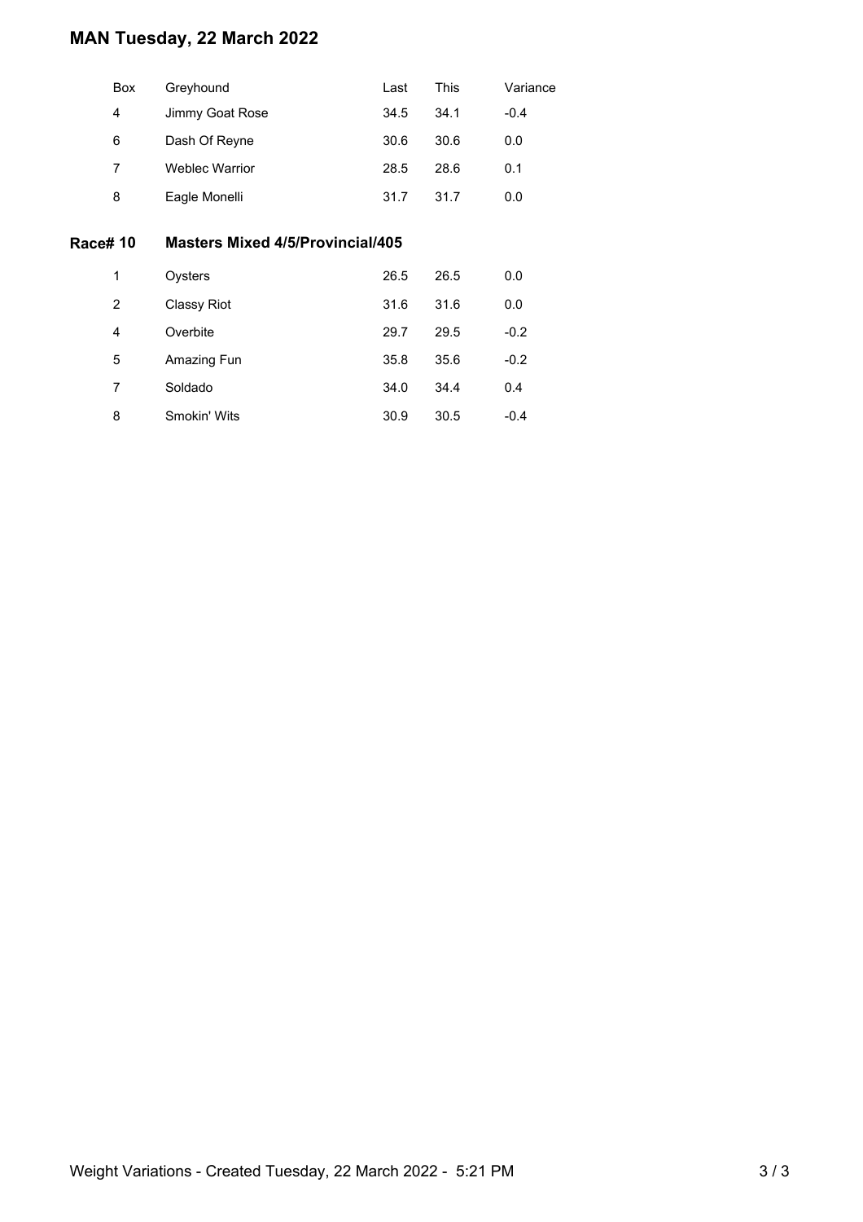# MAN Tuesday, 22 March 2022

| Box | Greyhound | Last | This | Variance |
|---|---|---|---|---|
| 4 | Jimmy Goat Rose | 34.5 | 34.1 | -0.4 |
| 6 | Dash Of Reyne | 30.6 | 30.6 | 0.0 |
| 7 | Weblec Warrior | 28.5 | 28.6 | 0.1 |
| 8 | Eagle Monelli | 31.7 | 31.7 | 0.0 |

## Race# 10 Masters Mixed 4/5/Provincial/405

| | | | | |
|---|---|---|---|---|
| 1 | Oysters | 26.5 | 26.5 | 0.0 |
| 2 | Classy Riot | 31.6 | 31.6 | 0.0 |
| 4 | Overbite | 29.7 | 29.5 | -0.2 |
| 5 | Amazing Fun | 35.8 | 35.6 | -0.2 |
| 7 | Soldado | 34.0 | 34.4 | 0.4 |
| 8 | Smokin' Wits | 30.9 | 30.5 | -0.4 |

Weight Variations - Created Tuesday, 22 March 2022 - 5:21 PM